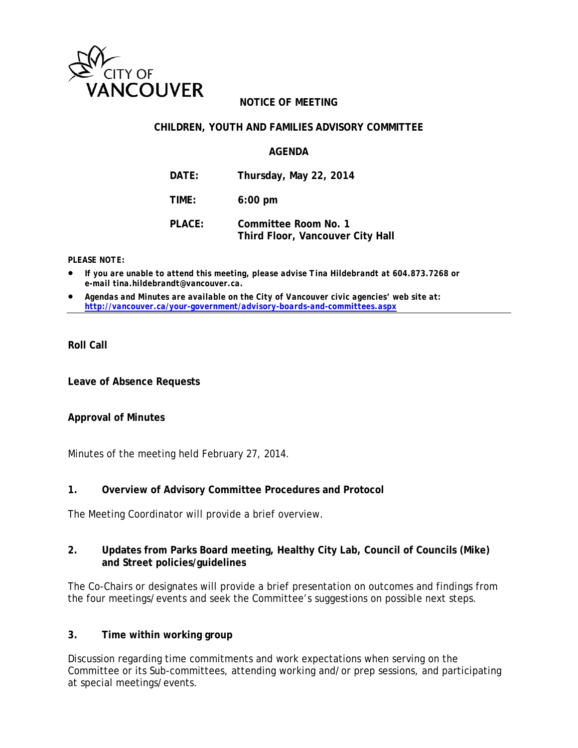CITY OF VANCOUVER

**NOTICE OF MEETING**

# CHILDREN, YOUTH AND FAMILIES ADVISORY COMMITTEE

## AGENDA

| | |
|---|---|
| **DATE:** | **Thursday, May 22, 2014** |
| **TIME:** | **6:00 pm** |
| **PLACE:** | **Committee Room No. 1**<br>**Third Floor, Vancouver City Hall** |

***PLEASE NOTE:***

- ***If you are unable to attend this meeting, please advise Tina Hildebrandt at 604.873.7268 or e-mail tina.hildebrandt@vancouver.ca.***
- ***Agendas and Minutes are available on the City of Vancouver civic agencies' web site at: [http://vancouver.ca/your-government/advisory-boards-and-committees.aspx](http://vancouver.ca/your-government/advisory-boards-and-committees.aspx)***

---

**Roll Call**

**Leave of Absence Requests**

**Approval of Minutes**

Minutes of the meeting held February 27, 2014.

**1. Overview of Advisory Committee Procedures and Protocol**

The Meeting Coordinator will provide a brief overview.

**2. Updates from Parks Board meeting, Healthy City Lab, Council of Councils (Mike) and Street policies/guidelines**

The Co-Chairs or designates will provide a brief presentation on outcomes and findings from the four meetings/events and seek the Committee's suggestions on possible next steps.

**3. Time within working group**

Discussion regarding time commitments and work expectations when serving on the Committee or its Sub-committees, attending working and/or prep sessions, and participating at special meetings/events.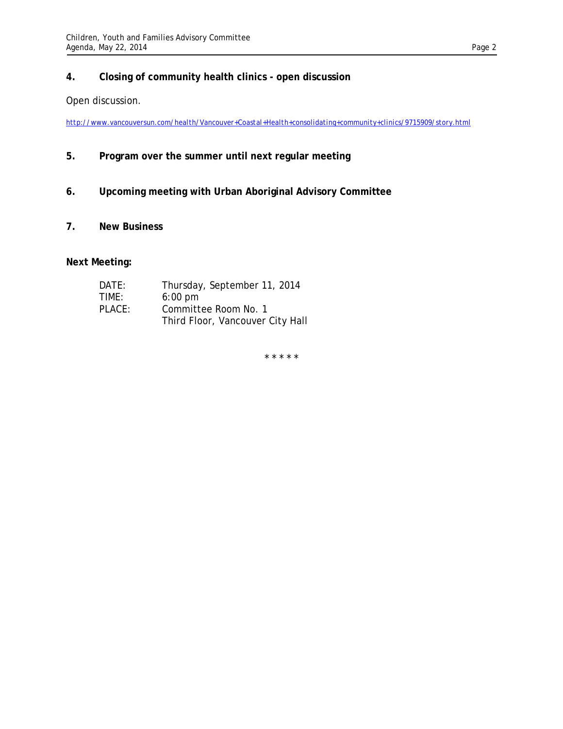**4. Closing of community health clinics - open discussion**

Open discussion.

http://www.vancouversun.com/health/Vancouver+Coastal+Health+consolidating+community+clinics/9715909/story.html

**5. Program over the summer until next regular meeting**

**6. Upcoming meeting with Urban Aboriginal Advisory Committee**

**7. New Business**

**Next Meeting:**

DATE: Thursday, September 11, 2014
TIME: 6:00 pm
PLACE: Committee Room No. 1
Third Floor, Vancouver City Hall

* * * * *